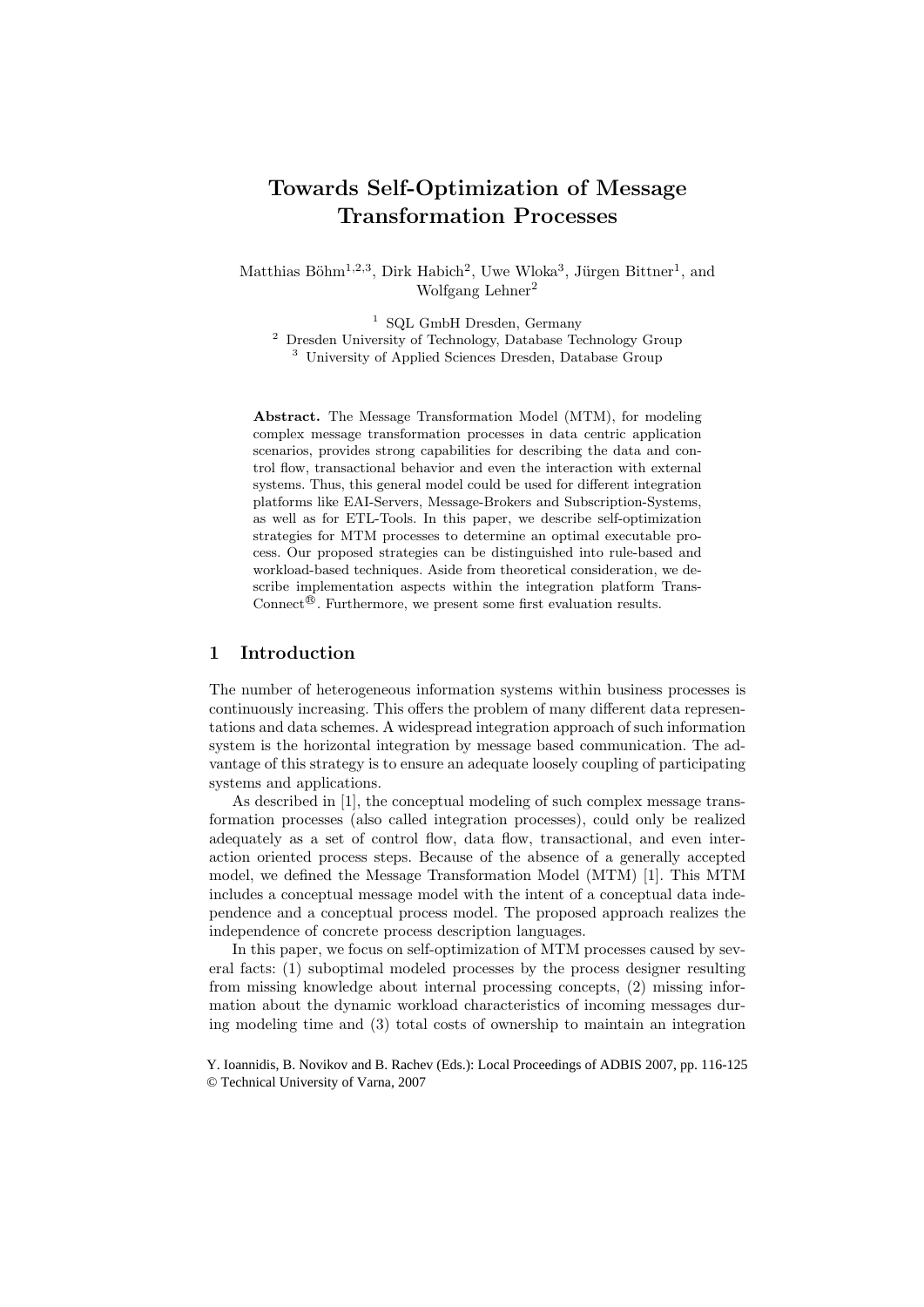# Towards Self-Optimization of Message Transformation Processes

Matthias Böhm[1,2,3], Dirk Habich[2], Uwe Wloka[3], Jürgen Bittner[1], and Wolfgang Lehner[2]

[1] SQL GmbH Dresden, Germany
[2] Dresden University of Technology, Database Technology Group
[3] University of Applied Sciences Dresden, Database Group

**Abstract.** The Message Transformation Model (MTM), for modeling complex message transformation processes in data centric application scenarios, provides strong capabilities for describing the data and control flow, transactional behavior and even the interaction with external systems. Thus, this general model could be used for different integration platforms like EAI-Servers, Message-Brokers and Subscription-Systems, as well as for ETL-Tools. In this paper, we describe self-optimization strategies for MTM processes to determine an optimal executable process. Our proposed strategies can be distinguished into rule-based and workload-based techniques. Aside from theoretical consideration, we describe implementation aspects within the integration platform TransConnect®. Furthermore, we present some first evaluation results.

## 1 Introduction

The number of heterogeneous information systems within business processes is continuously increasing. This offers the problem of many different data representations and data schemes. A widespread integration approach of such information system is the horizontal integration by message based communication. The advantage of this strategy is to ensure an adequate loosely coupling of participating systems and applications.

As described in [1], the conceptual modeling of such complex message transformation processes (also called integration processes), could only be realized adequately as a set of control flow, data flow, transactional, and even interaction oriented process steps. Because of the absence of a generally accepted model, we defined the Message Transformation Model (MTM) [1]. This MTM includes a conceptual message model with the intent of a conceptual data independence and a conceptual process model. The proposed approach realizes the independence of concrete process description languages.

In this paper, we focus on self-optimization of MTM processes caused by several facts: (1) suboptimal modeled processes by the process designer resulting from missing knowledge about internal processing concepts, (2) missing information about the dynamic workload characteristics of incoming messages during modeling time and (3) total costs of ownership to maintain an integration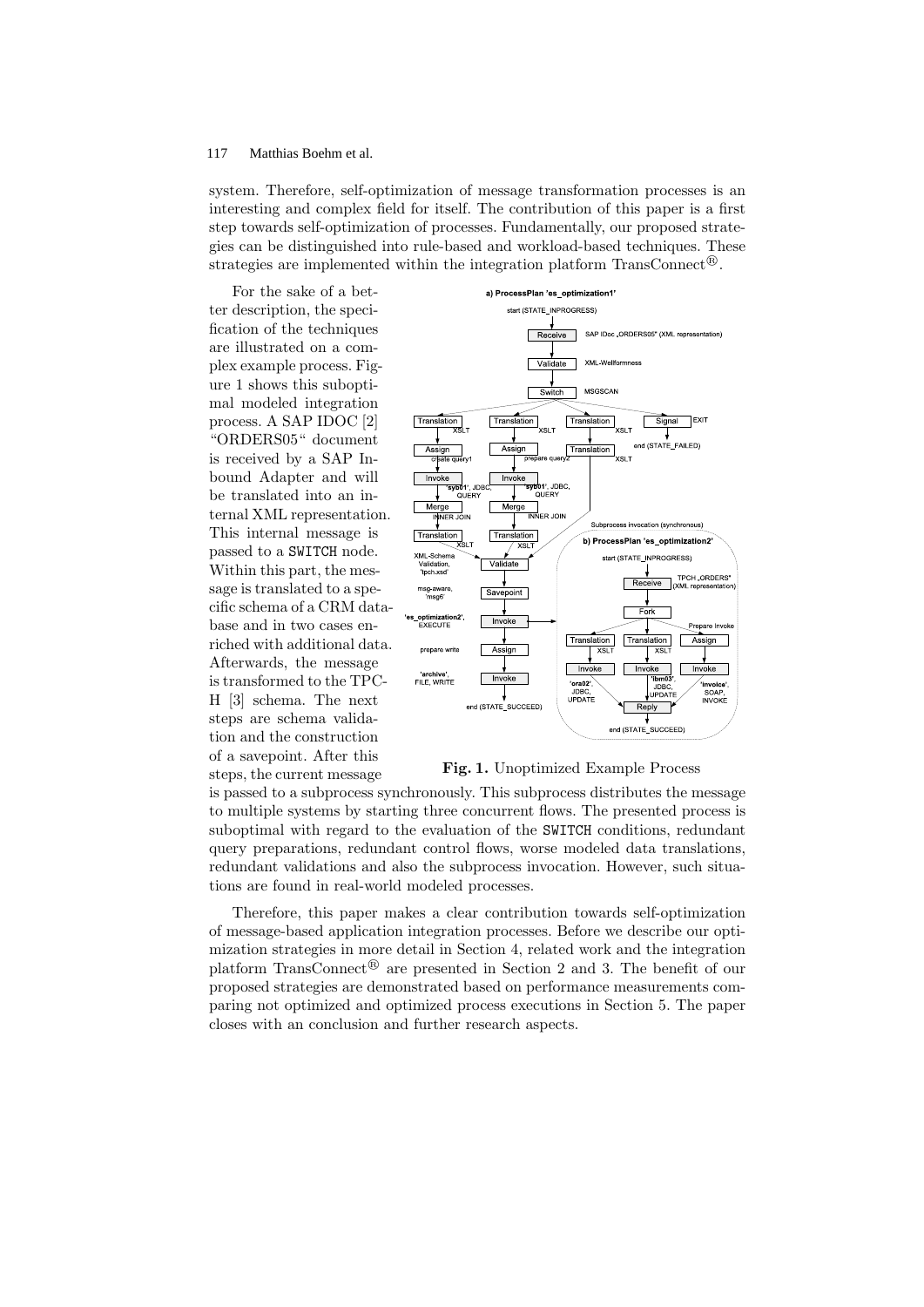system. Therefore, self-optimization of message transformation processes is an interesting and complex field for itself. The contribution of this paper is a first step towards self-optimization of processes. Fundamentally, our proposed strategies can be distinguished into rule-based and workload-based techniques. These strategies are implemented within the integration platform TransConnect®.

For the sake of a better description, the specification of the techniques are illustrated on a complex example process. Figure 1 shows this suboptimal modeled integration process. A SAP IDOC [2] "ORDERS05" document is received by a SAP Inbound Adapter and will be translated into an internal XML representation. This internal message is passed to a SWITCH node. Within this part, the message is translated to a specific schema of a CRM database and in two cases enriched with additional data. Afterwards, the message is transformed to the TPC-H [3] schema. The next steps are schema validation and the construction of a savepoint. After this steps, the current message is passed to a subprocess synchronously. This subprocess distributes the message to multiple systems by starting three concurrent flows. The presented process is suboptimal with regard to the evaluation of the SWITCH conditions, redundant query preparations, redundant control flows, worse modeled data translations, redundant validations and also the subprocess invocation. However, such situations are found in real-world modeled processes.

**Fig. 1.** Unoptimized Example Process

Therefore, this paper makes a clear contribution towards self-optimization of message-based application integration processes. Before we describe our optimization strategies in more detail in Section 4, related work and the integration platform TransConnect® are presented in Section 2 and 3. The benefit of our proposed strategies are demonstrated based on performance measurements comparing not optimized and optimized process executions in Section 5. The paper closes with an conclusion and further research aspects.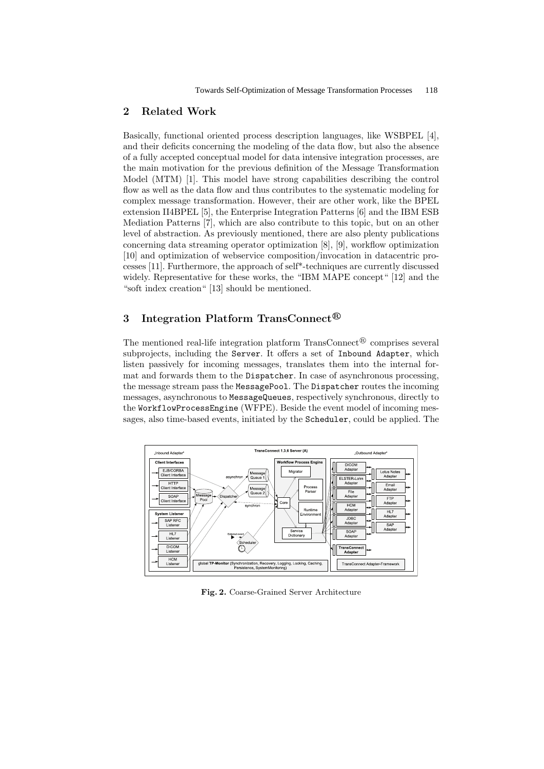## 2 Related Work

Basically, functional oriented process description languages, like WSBPEL [4], and their deficits concerning the modeling of the data flow, but also the absence of a fully accepted conceptual model for data intensive integration processes, are the main motivation for the previous definition of the Message Transformation Model (MTM) [1]. This model have strong capabilities describing the control flow as well as the data flow and thus contributes to the systematic modeling for complex message transformation. However, their are other work, like the BPEL extension II4BPEL [5], the Enterprise Integration Patterns [6] and the IBM ESB Mediation Patterns [7], which are also contribute to this topic, but on an other level of abstraction. As previously mentioned, there are also plenty publications concerning data streaming operator optimization [8], [9], workflow optimization [10] and optimization of webservice composition/invocation in datacentric processes [11]. Furthermore, the approach of self*-techniques are currently discussed widely. Representative for these works, the "IBM MAPE concept" [12] and the "soft index creation" [13] should be mentioned.

## 3 Integration Platform TransConnect®

The mentioned real-life integration platform TransConnect® comprises several subprojects, including the `Server`. It offers a set of `Inbound Adapter`, which listen passively for incoming messages, translates them into the internal format and forwards them to the `Dispatcher`. In case of asynchronous processing, the message stream pass the `MessagePool`. The `Dispatcher` routes the incoming messages, asynchronous to `MessageQueues`, respectively synchronous, directly to the `WorkflowProcessEngine` (WFPE). Beside the event model of incoming messages, also time-based events, initiated by the `Scheduler`, could be applied. The

**Fig. 2.** Coarse-Grained Server Architecture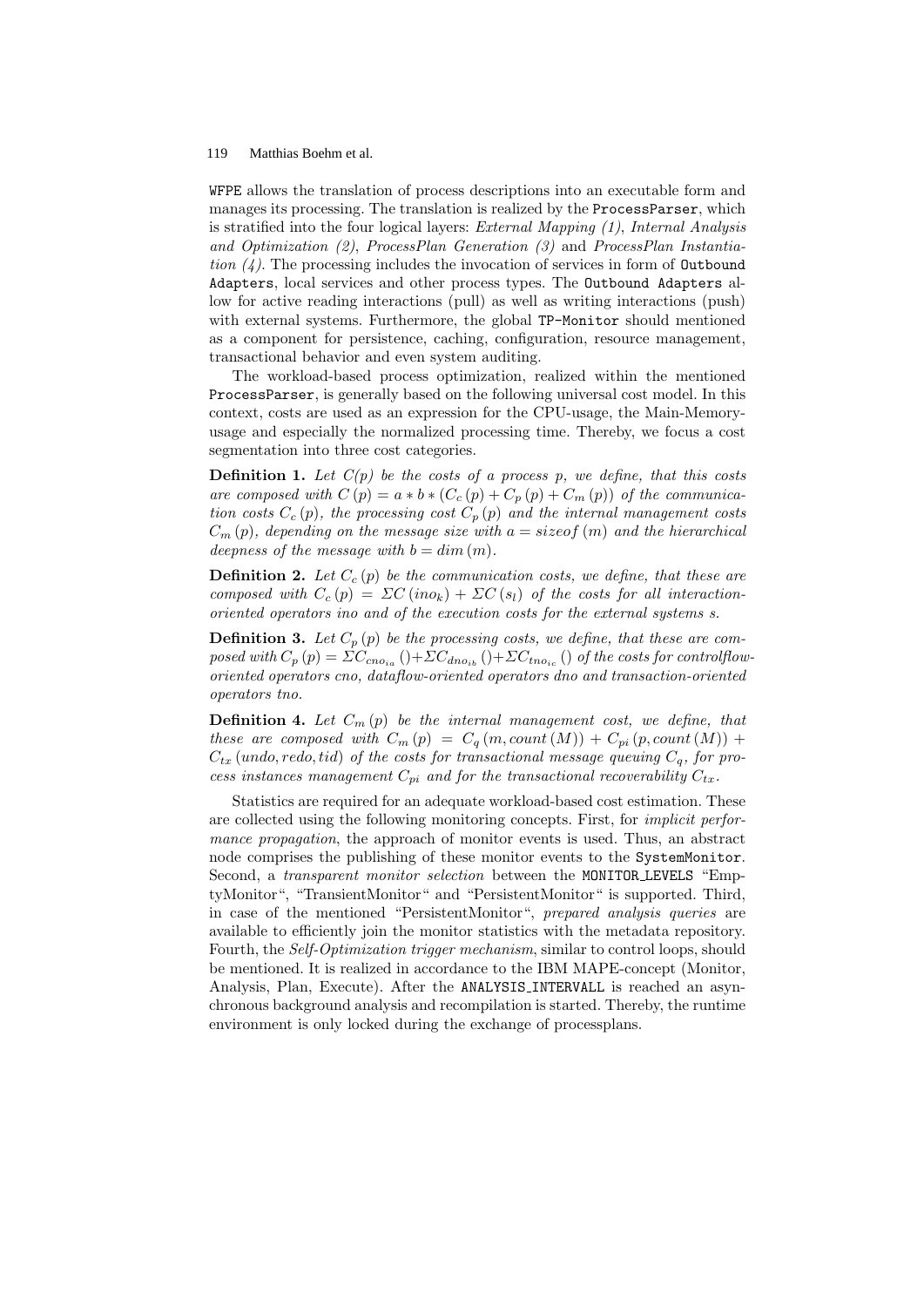`WFPE` allows the translation of process descriptions into an executable form and manages its processing. The translation is realized by the `ProcessParser`, which is stratified into the four logical layers: *External Mapping (1)*, *Internal Analysis and Optimization (2)*, *ProcessPlan Generation (3)* and *ProcessPlan Instantiation (4)*. The processing includes the invocation of services in form of `Outbound Adapters`, local services and other process types. The `Outbound Adapters` allow for active reading interactions (pull) as well as writing interactions (push) with external systems. Furthermore, the global `TP-Monitor` should mentioned as a component for persistence, caching, configuration, resource management, transactional behavior and even system auditing.

The workload-based process optimization, realized within the mentioned `ProcessParser`, is generally based on the following universal cost model. In this context, costs are used as an expression for the CPU-usage, the Main-Memory-usage and especially the normalized processing time. Thereby, we focus a cost segmentation into three cost categories.

**Definition 1.** *Let C(p) be the costs of a process p, we define, that this costs are composed with* $C(p) = a * b * (C_c(p) + C_p(p) + C_m(p))$ *of the communication costs* $C_c(p)$*, the processing cost* $C_p(p)$ *and the internal management costs* $C_m(p)$*, depending on the message size with* $a = sizeof(m)$ *and the hierarchical deepness of the message with* $b = dim(m)$*.*

**Definition 2.** *Let* $C_c(p)$ *be the communication costs, we define, that these are composed with* $C_c(p) = \Sigma C(ino_k) + \Sigma C(s_l)$ *of the costs for all interaction-oriented operators ino and of the execution costs for the external systems s.*

**Definition 3.** *Let* $C_p(p)$ *be the processing costs, we define, that these are composed with* $C_p(p) = \Sigma C_{cno_{ia}}() + \Sigma C_{dno_{ib}}() + \Sigma C_{tno_{ic}}()$ *of the costs for controlflow-oriented operators cno, dataflow-oriented operators dno and transaction-oriented operators tno.*

**Definition 4.** *Let* $C_m(p)$ *be the internal management cost, we define, that these are composed with* $C_m(p) = C_q(m, count(M)) + C_{pi}(p, count(M)) + C_{tx}(undo, redo, tid)$ *of the costs for transactional message queuing* $C_q$*, for process instances management* $C_{pi}$ *and for the transactional recoverability* $C_{tx}$*.*

Statistics are required for an adequate workload-based cost estimation. These are collected using the following monitoring concepts. First, for *implicit performance propagation*, the approach of monitor events is used. Thus, an abstract node comprises the publishing of these monitor events to the `SystemMonitor`. Second, a *transparent monitor selection* between the `MONITOR_LEVELS` "EmptyMonitor", "TransientMonitor" and "PersistentMonitor" is supported. Third, in case of the mentioned "PersistentMonitor", *prepared analysis queries* are available to efficiently join the monitor statistics with the metadata repository. Fourth, the *Self-Optimization trigger mechanism*, similar to control loops, should be mentioned. It is realized in accordance to the IBM MAPE-concept (Monitor, Analysis, Plan, Execute). After the `ANALYSIS_INTERVALL` is reached an asynchronous background analysis and recompilation is started. Thereby, the runtime environment is only locked during the exchange of processplans.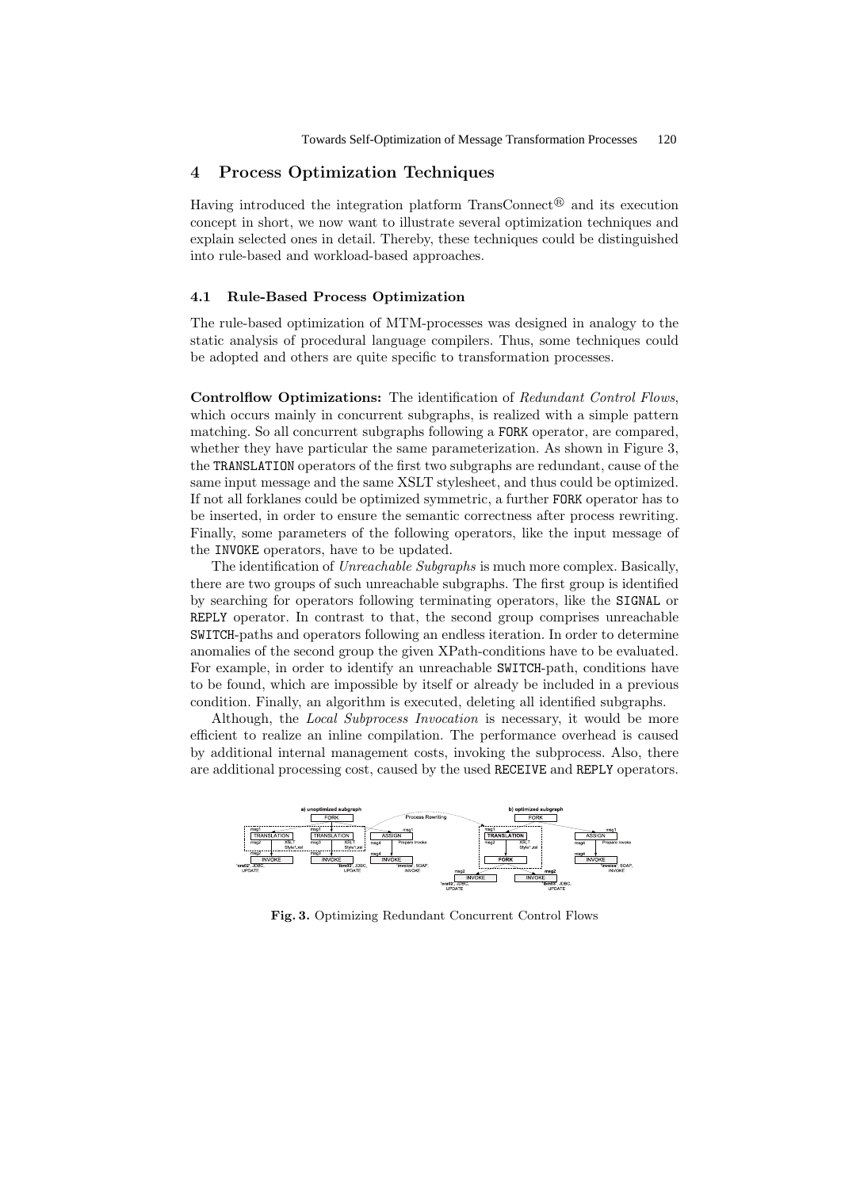## 4 Process Optimization Techniques

Having introduced the integration platform TransConnect® and its execution concept in short, we now want to illustrate several optimization techniques and explain selected ones in detail. Thereby, these techniques could be distinguished into rule-based and workload-based approaches.

### 4.1 Rule-Based Process Optimization

The rule-based optimization of MTM-processes was designed in analogy to the static analysis of procedural language compilers. Thus, some techniques could be adopted and others are quite specific to transformation processes.

**Controlflow Optimizations:** The identification of *Redundant Control Flows*, which occurs mainly in concurrent subgraphs, is realized with a simple pattern matching. So all concurrent subgraphs following a FORK operator, are compared, whether they have particular the same parameterization. As shown in Figure 3, the TRANSLATION operators of the first two subgraphs are redundant, cause of the same input message and the same XSLT stylesheet, and thus could be optimized. If not all forklanes could be optimized symmetric, a further FORK operator has to be inserted, in order to ensure the semantic correctness after process rewriting. Finally, some parameters of the following operators, like the input message of the INVOKE operators, have to be updated.

The identification of *Unreachable Subgraphs* is much more complex. Basically, there are two groups of such unreachable subgraphs. The first group is identified by searching for operators following terminating operators, like the SIGNAL or REPLY operator. In contrast to that, the second group comprises unreachable SWITCH-paths and operators following an endless iteration. In order to determine anomalies of the second group the given XPath-conditions have to be evaluated. For example, in order to identify an unreachable SWITCH-path, conditions have to be found, which are impossible by itself or already be included in a previous condition. Finally, an algorithm is executed, deleting all identified subgraphs.

Although, the *Local Subprocess Invocation* is necessary, it would be more efficient to realize an inline compilation. The performance overhead is caused by additional internal management costs, invoking the subprocess. Also, there are additional processing cost, caused by the used RECEIVE and REPLY operators.

**Fig. 3.** Optimizing Redundant Concurrent Control Flows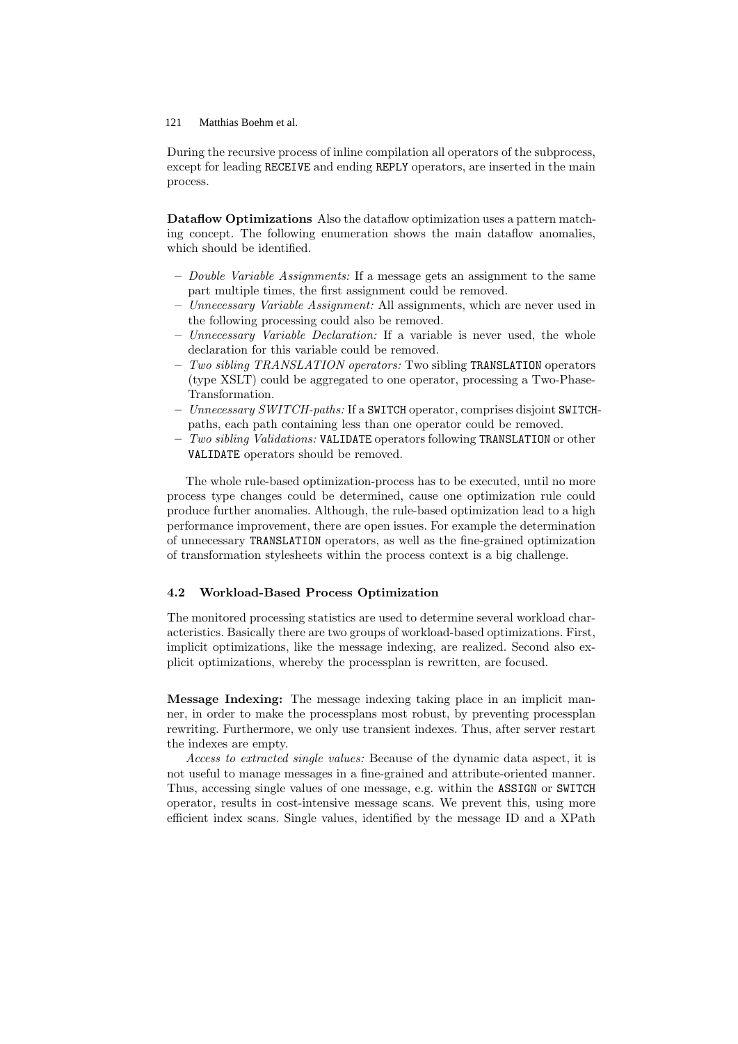During the recursive process of inline compilation all operators of the subprocess, except for leading `RECEIVE` and ending `REPLY` operators, are inserted in the main process.

**Dataflow Optimizations** Also the dataflow optimization uses a pattern matching concept. The following enumeration shows the main dataflow anomalies, which should be identified.

- *Double Variable Assignments:* If a message gets an assignment to the same part multiple times, the first assignment could be removed.
- *Unnecessary Variable Assignment:* All assignments, which are never used in the following processing could also be removed.
- *Unnecessary Variable Declaration:* If a variable is never used, the whole declaration for this variable could be removed.
- *Two sibling TRANSLATION operators:* Two sibling `TRANSLATION` operators (type XSLT) could be aggregated to one operator, processing a Two-Phase-Transformation.
- *Unnecessary SWITCH-paths:* If a `SWITCH` operator, comprises disjoint `SWITCH`-paths, each path containing less than one operator could be removed.
- *Two sibling Validations:* `VALIDATE` operators following `TRANSLATION` or other `VALIDATE` operators should be removed.

The whole rule-based optimization-process has to be executed, until no more process type changes could be determined, cause one optimization rule could produce further anomalies. Although, the rule-based optimization lead to a high performance improvement, there are open issues. For example the determination of unnecessary `TRANSLATION` operators, as well as the fine-grained optimization of transformation stylesheets within the process context is a big challenge.

### 4.2 Workload-Based Process Optimization

The monitored processing statistics are used to determine several workload characteristics. Basically there are two groups of workload-based optimizations. First, implicit optimizations, like the message indexing, are realized. Second also explicit optimizations, whereby the processplan is rewritten, are focused.

**Message Indexing:** The message indexing taking place in an implicit manner, in order to make the processplans most robust, by preventing processplan rewriting. Furthermore, we only use transient indexes. Thus, after server restart the indexes are empty.

*Access to extracted single values:* Because of the dynamic data aspect, it is not useful to manage messages in a fine-grained and attribute-oriented manner. Thus, accessing single values of one message, e.g. within the `ASSIGN` or `SWITCH` operator, results in cost-intensive message scans. We prevent this, using more efficient index scans. Single values, identified by the message ID and a XPath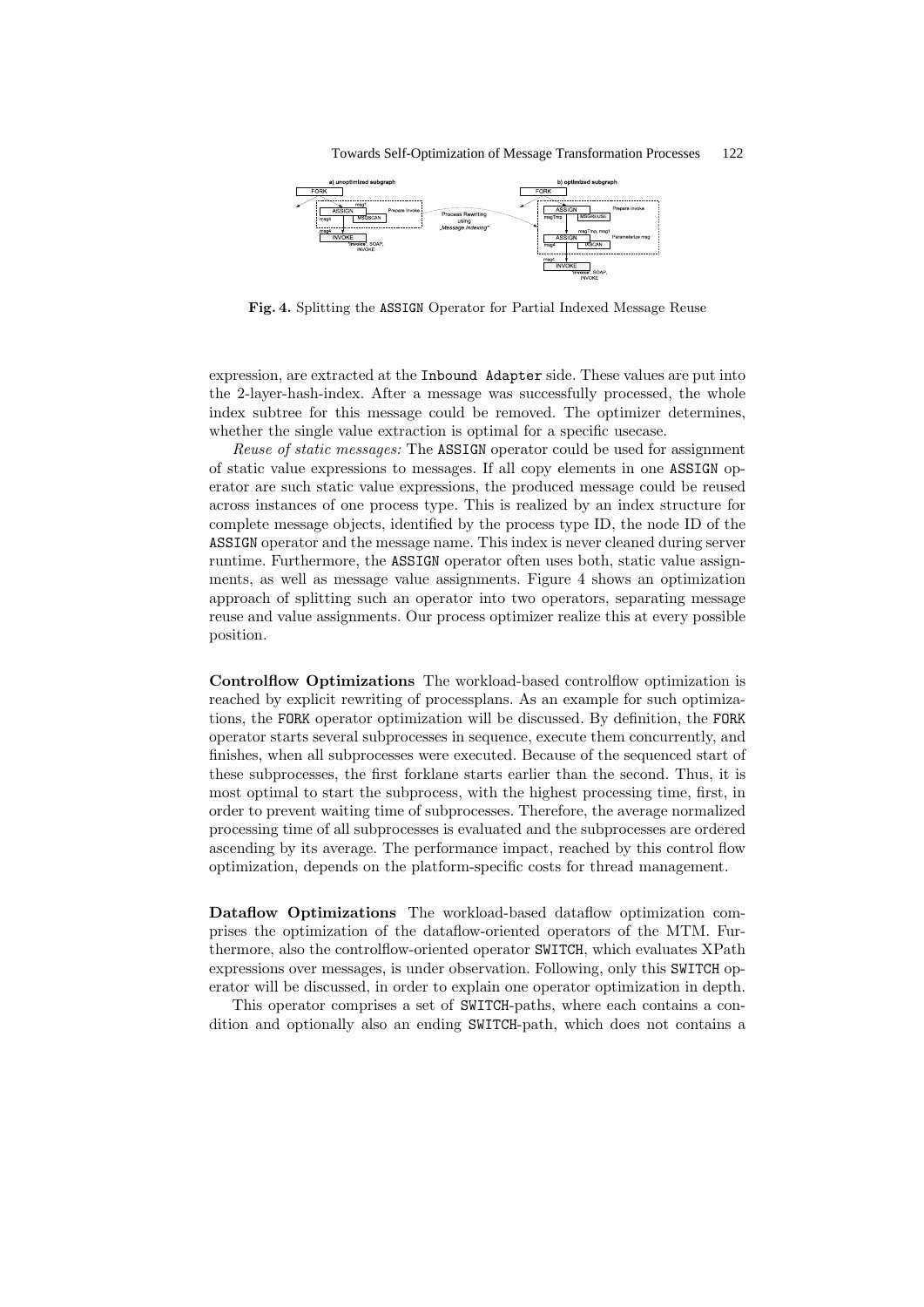**Fig. 4.** Splitting the ASSIGN Operator for Partial Indexed Message Reuse

expression, are extracted at the Inbound Adapter side. These values are put into the 2-layer-hash-index. After a message was successfully processed, the whole index subtree for this message could be removed. The optimizer determines, whether the single value extraction is optimal for a specific usecase.

*Reuse of static messages:* The ASSIGN operator could be used for assignment of static value expressions to messages. If all copy elements in one ASSIGN operator are such static value expressions, the produced message could be reused across instances of one process type. This is realized by an index structure for complete message objects, identified by the process type ID, the node ID of the ASSIGN operator and the message name. This index is never cleaned during server runtime. Furthermore, the ASSIGN operator often uses both, static value assignments, as well as message value assignments. Figure 4 shows an optimization approach of splitting such an operator into two operators, separating message reuse and value assignments. Our process optimizer realize this at every possible position.

**Controlflow Optimizations** The workload-based controlflow optimization is reached by explicit rewriting of processplans. As an example for such optimizations, the FORK operator optimization will be discussed. By definition, the FORK operator starts several subprocesses in sequence, execute them concurrently, and finishes, when all subprocesses were executed. Because of the sequenced start of these subprocesses, the first forklane starts earlier than the second. Thus, it is most optimal to start the subprocess, with the highest processing time, first, in order to prevent waiting time of subprocesses. Therefore, the average normalized processing time of all subprocesses is evaluated and the subprocesses are ordered ascending by its average. The performance impact, reached by this control flow optimization, depends on the platform-specific costs for thread management.

**Dataflow Optimizations** The workload-based dataflow optimization comprises the optimization of the dataflow-oriented operators of the MTM. Furthermore, also the controlflow-oriented operator SWITCH, which evaluates XPath expressions over messages, is under observation. Following, only this SWITCH operator will be discussed, in order to explain one operator optimization in depth.

This operator comprises a set of SWITCH-paths, where each contains a condition and optionally also an ending SWITCH-path, which does not contains a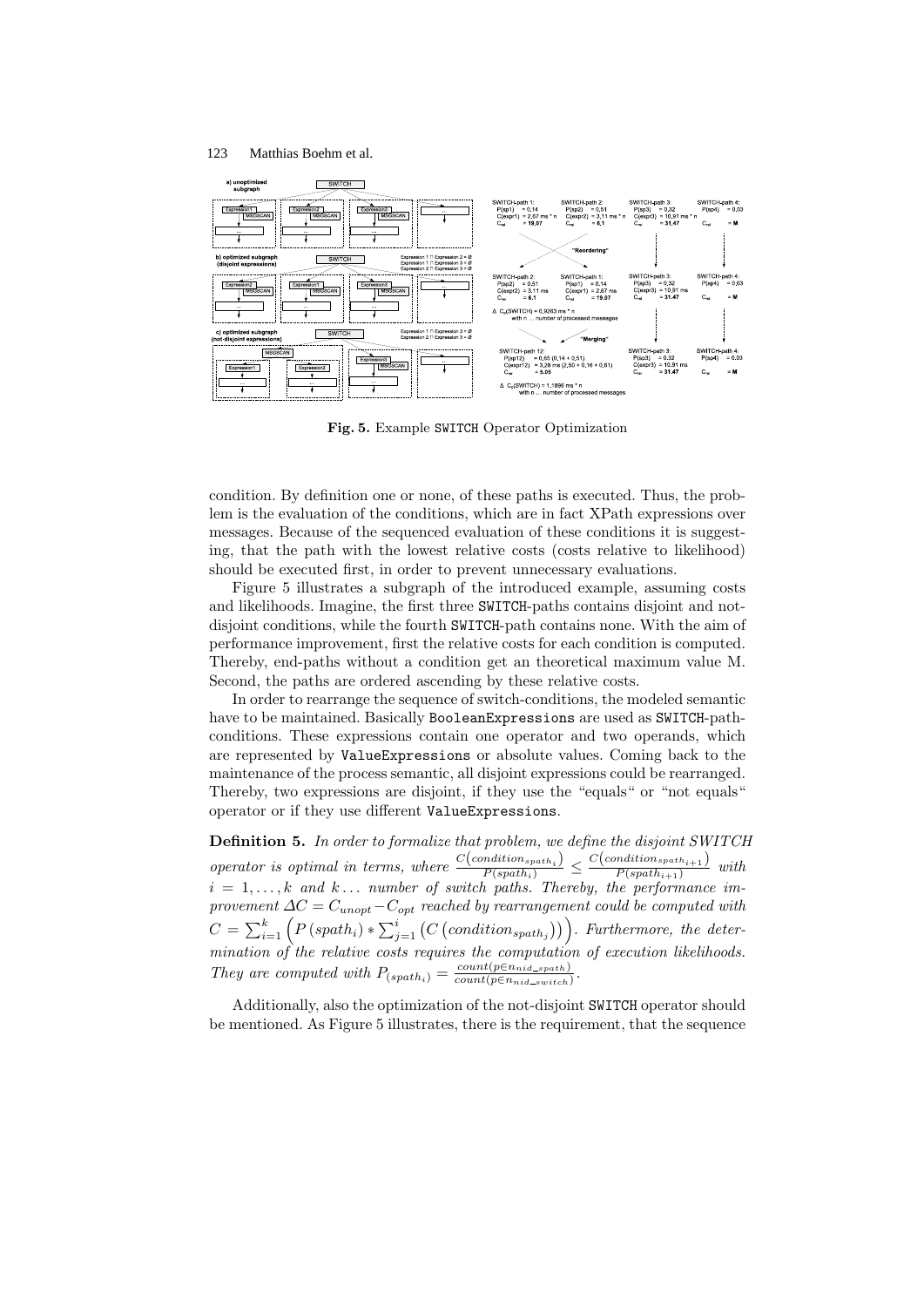**Fig. 5.** Example SWITCH Operator Optimization

condition. By definition one or none, of these paths is executed. Thus, the problem is the evaluation of the conditions, which are in fact XPath expressions over messages. Because of the sequenced evaluation of these conditions it is suggesting, that the path with the lowest relative costs (costs relative to likelihood) should be executed first, in order to prevent unnecessary evaluations.

Figure 5 illustrates a subgraph of the introduced example, assuming costs and likelihoods. Imagine, the first three SWITCH-paths contains disjoint and not-disjoint conditions, while the fourth SWITCH-path contains none. With the aim of performance improvement, first the relative costs for each condition is computed. Thereby, end-paths without a condition get an theoretical maximum value M. Second, the paths are ordered ascending by these relative costs.

In order to rearrange the sequence of switch-conditions, the modeled semantic have to be maintained. Basically BooleanExpressions are used as SWITCH-path-conditions. These expressions contain one operator and two operands, which are represented by ValueExpressions or absolute values. Coming back to the maintenance of the process semantic, all disjoint expressions could be rearranged. Thereby, two expressions are disjoint, if they use the "equals" or "not equals" operator or if they use different ValueExpressions.

**Definition 5.** *In order to formalize that problem, we define the disjoint SWITCH operator is optimal in terms, where* $\frac{C\left(condition_{spath_i}\right)}{P(spath_i)} \leq \frac{C\left(condition_{spath_{i+1}}\right)}{P(spath_{i+1})}$ *with* $i = 1, \ldots, k$ *and* $k \ldots$ *number of switch paths. Thereby, the performance improvement* $\Delta C = C_{unopt} - C_{opt}$ *reached by rearrangement could be computed with* $C = \sum_{i=1}^{k} \left( P\left(spath_i\right) * \sum_{j=1}^{i} \left( C\left(condition_{spath_j}\right)\right)\right)$*. Furthermore, the determination of the relative costs requires the computation of execution likelihoods. They are computed with* $P_{(spath_i)} = \frac{count(p \in n_{nid\_spath})}{count(p \in n_{nid\_switch})}$*.*

Additionally, also the optimization of the not-disjoint SWITCH operator should be mentioned. As Figure 5 illustrates, there is the requirement, that the sequence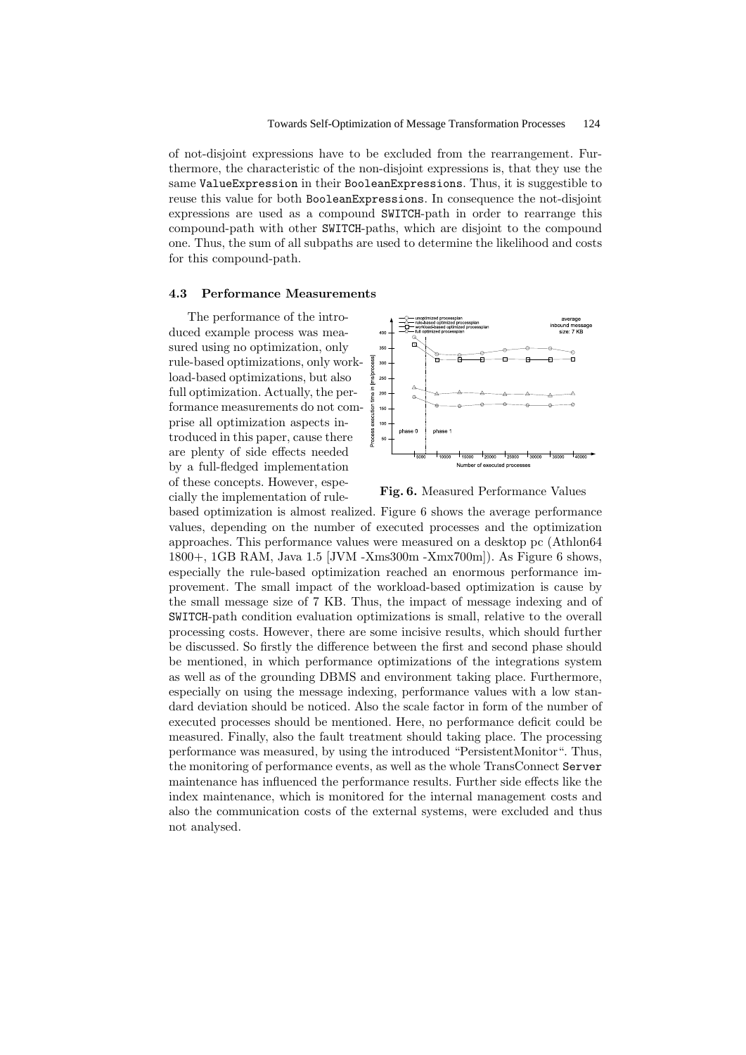of not-disjoint expressions have to be excluded from the rearrangement. Furthermore, the characteristic of the non-disjoint expressions is, that they use the same ValueExpression in their BooleanExpressions. Thus, it is suggestible to reuse this value for both BooleanExpressions. In consequence the not-disjoint expressions are used as a compound SWITCH-path in order to rearrange this compound-path with other SWITCH-paths, which are disjoint to the compound one. Thus, the sum of all subpaths are used to determine the likelihood and costs for this compound-path.

### 4.3 Performance Measurements

The performance of the introduced example process was measured using no optimization, only rule-based optimizations, only workload-based optimizations, but also full optimization. Actually, the performance measurements do not comprise all optimization aspects introduced in this paper, cause there are plenty of side effects needed by a full-fledged implementation of these concepts. However, especially the implementation of rule-based optimization is almost realized. Figure 6 shows the average performance values, depending on the number of executed processes and the optimization approaches. This performance values were measured on a desktop pc (Athlon64 1800+, 1GB RAM, Java 1.5 [JVM -Xms300m -Xmx700m]). As Figure 6 shows, especially the rule-based optimization reached an enormous performance improvement. The small impact of the workload-based optimization is cause by the small message size of 7 KB. Thus, the impact of message indexing and of SWITCH-path condition evaluation optimizations is small, relative to the overall processing costs. However, there are some incisive results, which should further be discussed. So firstly the difference between the first and second phase should be mentioned, in which performance optimizations of the integrations system as well as of the grounding DBMS and environment taking place. Furthermore, especially on using the message indexing, performance values with a low standard deviation should be noticed. Also the scale factor in form of the number of executed processes should be mentioned. Here, no performance deficit could be measured. Finally, also the fault treatment should taking place. The processing performance was measured, by using the introduced "PersistentMonitor". Thus, the monitoring of performance events, as well as the whole TransConnect Server maintenance has influenced the performance results. Further side effects like the index maintenance, which is monitored for the internal management costs and also the communication costs of the external systems, were excluded and thus not analysed.

**Fig. 6.** Measured Performance Values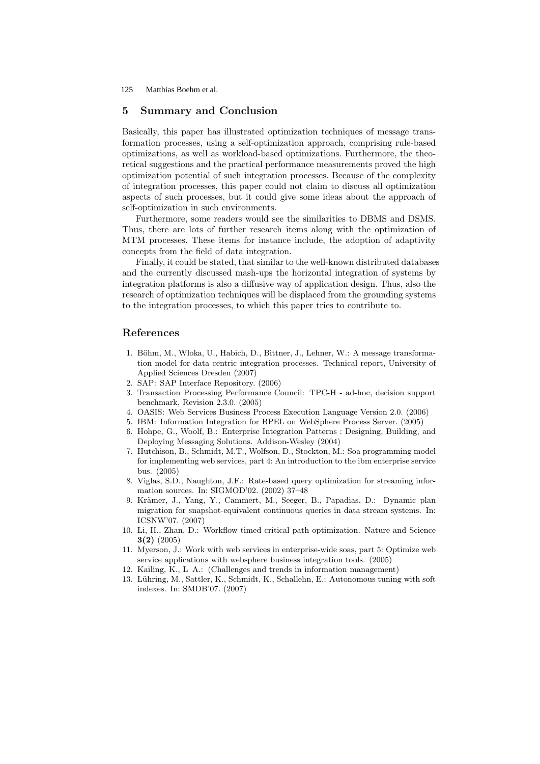## 5 Summary and Conclusion

Basically, this paper has illustrated optimization techniques of message transformation processes, using a self-optimization approach, comprising rule-based optimizations, as well as workload-based optimizations. Furthermore, the theoretical suggestions and the practical performance measurements proved the high optimization potential of such integration processes. Because of the complexity of integration processes, this paper could not claim to discuss all optimization aspects of such processes, but it could give some ideas about the approach of self-optimization in such environments.

Furthermore, some readers would see the similarities to DBMS and DSMS. Thus, there are lots of further research items along with the optimization of MTM processes. These items for instance include, the adoption of adaptivity concepts from the field of data integration.

Finally, it could be stated, that similar to the well-known distributed databases and the currently discussed mash-ups the horizontal integration of systems by integration platforms is also a diffusive way of application design. Thus, also the research of optimization techniques will be displaced from the grounding systems to the integration processes, to which this paper tries to contribute to.

## References

1. Böhm, M., Wloka, U., Habich, D., Bittner, J., Lehner, W.: A message transformation model for data centric integration processes. Technical report, University of Applied Sciences Dresden (2007)
2. SAP: SAP Interface Repository. (2006)
3. Transaction Processing Performance Council: TPC-H - ad-hoc, decision support benchmark, Revision 2.3.0. (2005)
4. OASIS: Web Services Business Process Execution Language Version 2.0. (2006)
5. IBM: Information Integration for BPEL on WebSphere Process Server. (2005)
6. Hohpe, G., Woolf, B.: Enterprise Integration Patterns : Designing, Building, and Deploying Messaging Solutions. Addison-Wesley (2004)
7. Hutchison, B., Schmidt, M.T., Wolfson, D., Stockton, M.: Soa programming model for implementing web services, part 4: An introduction to the ibm enterprise service bus. (2005)
8. Viglas, S.D., Naughton, J.F.: Rate-based query optimization for streaming information sources. In: SIGMOD'02. (2002) 37–48
9. Krämer, J., Yang, Y., Cammert, M., Seeger, B., Papadias, D.: Dynamic plan migration for snapshot-equivalent continuous queries in data stream systems. In: ICSNW'07. (2007)
10. Li, H., Zhan, D.: Workflow timed critical path optimization. Nature and Science **3(2)** (2005)
11. Myerson, J.: Work with web services in enterprise-wide soas, part 5: Optimize web service applications with websphere business integration tools. (2005)
12. Kailing, K., L A.: (Challenges and trends in information management)
13. Lühring, M., Sattler, K., Schmidt, K., Schallehn, E.: Autonomous tuning with soft indexes. In: SMDB'07. (2007)